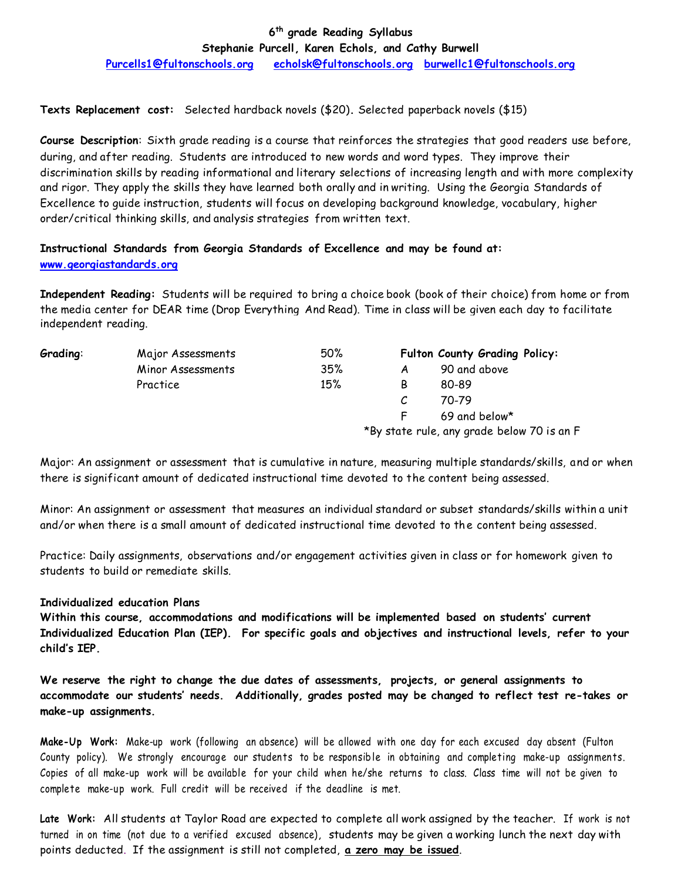# 6th grade Reading Syllabus

**Stephanie Purcell, Karen Echols, and Cathy Burwell**

Purcells1@fultonschools.org    echolsk@fultonschools.org    burwellc1@fultonschools.org

**Texts Replacement cost:** Selected hardback novels ($20). Selected paperback novels ($15)

**Course Description**: Sixth grade reading is a course that reinforces the strategies that good readers use before, during, and after reading. Students are introduced to new words and word types. They improve their discrimination skills by reading informational and literary selections of increasing length and with more complexity and rigor. They apply the skills they have learned both orally and in writing. Using the Georgia Standards of Excellence to guide instruction, students will focus on developing background knowledge, vocabulary, higher order/critical thinking skills, and analysis strategies from written text.

**Instructional Standards from Georgia Standards of Excellence and may be found at:**
www.georgiastandards.org

**Independent Reading:** Students will be required to bring a choice book (book of their choice) from home or from the media center for DEAR time (Drop Everything And Read). Time in class will be given each day to facilitate independent reading.

| **Grading**: | | |
|---|---|---|
| | Major Assessments | 50% |
| | Minor Assessments | 35% |
| | Practice | 15% |

**Fulton County Grading Policy:**

| | |
|---|---|
| A | 90 and above |
| B | 80-89 |
| C | 70-79 |
| F | 69 and below* |

*By state rule, any grade below 70 is an F

Major: An assignment or assessment that is cumulative in nature, measuring multiple standards/skills, and or when there is significant amount of dedicated instructional time devoted to the content being assessed.

Minor: An assignment or assessment that measures an individual standard or subset standards/skills within a unit and/or when there is a small amount of dedicated instructional time devoted to the content being assessed.

Practice: Daily assignments, observations and/or engagement activities given in class or for homework given to students to build or remediate skills.

**Individualized education Plans**

**Within this course, accommodations and modifications will be implemented based on students' current Individualized Education Plan (IEP). For specific goals and objectives and instructional levels, refer to your child's IEP.**

**We reserve the right to change the due dates of assessments, projects, or general assignments to accommodate our students' needs. Additionally, grades posted may be changed to reflect test re-takes or make-up assignments.**

**Make-Up Work:** Make-up work (following an absence) will be allowed with one day for each excused day absent (Fulton County policy). We strongly encourage our students to be responsible in obtaining and completing make-up assignments. Copies of all make-up work will be available for your child when he/she returns to class. Class time will not be given to complete make-up work. Full credit will be received if the deadline is met.

**Late Work:** All students at Taylor Road are expected to complete all work assigned by the teacher. If work is not turned in on time (not due to a verified excused absence), students may be given a working lunch the next day with points deducted. If the assignment is still not completed, **a zero may be issued**.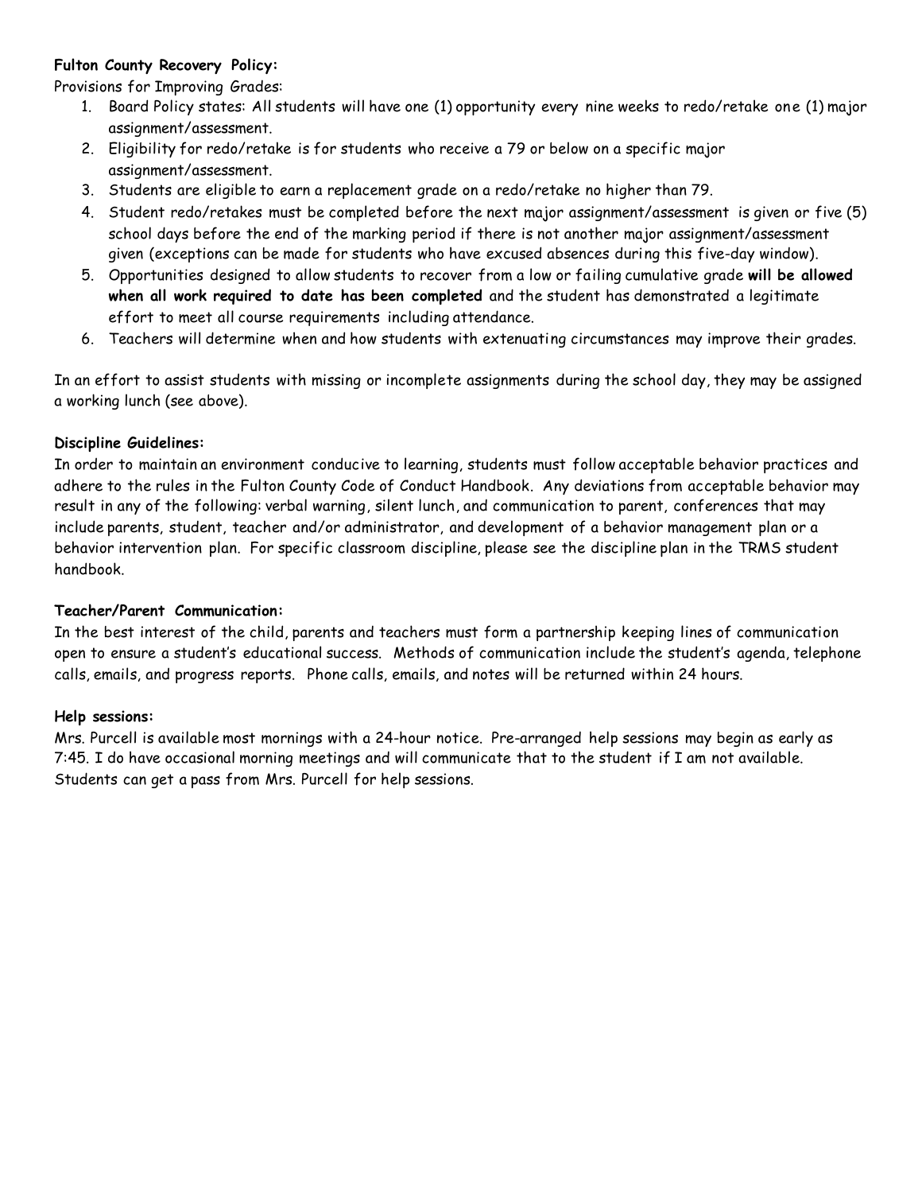**Fulton County Recovery Policy:**

Provisions for Improving Grades:

1. Board Policy states: All students will have one (1) opportunity every nine weeks to redo/retake one (1) major assignment/assessment.
2. Eligibility for redo/retake is for students who receive a 79 or below on a specific major assignment/assessment.
3. Students are eligible to earn a replacement grade on a redo/retake no higher than 79.
4. Student redo/retakes must be completed before the next major assignment/assessment is given or five (5) school days before the end of the marking period if there is not another major assignment/assessment given (exceptions can be made for students who have excused absences during this five-day window).
5. Opportunities designed to allow students to recover from a low or failing cumulative grade **will be allowed when all work required to date has been completed** and the student has demonstrated a legitimate effort to meet all course requirements including attendance.
6. Teachers will determine when and how students with extenuating circumstances may improve their grades.

In an effort to assist students with missing or incomplete assignments during the school day, they may be assigned a working lunch (see above).

**Discipline Guidelines:**

In order to maintain an environment conducive to learning, students must follow acceptable behavior practices and adhere to the rules in the Fulton County Code of Conduct Handbook. Any deviations from acceptable behavior may result in any of the following: verbal warning, silent lunch, and communication to parent, conferences that may include parents, student, teacher and/or administrator, and development of a behavior management plan or a behavior intervention plan. For specific classroom discipline, please see the discipline plan in the TRMS student handbook.

**Teacher/Parent Communication:**

In the best interest of the child, parents and teachers must form a partnership keeping lines of communication open to ensure a student's educational success. Methods of communication include the student's agenda, telephone calls, emails, and progress reports. Phone calls, emails, and notes will be returned within 24 hours.

**Help sessions:**

Mrs. Purcell is available most mornings with a 24-hour notice. Pre-arranged help sessions may begin as early as 7:45. I do have occasional morning meetings and will communicate that to the student if I am not available. Students can get a pass from Mrs. Purcell for help sessions.